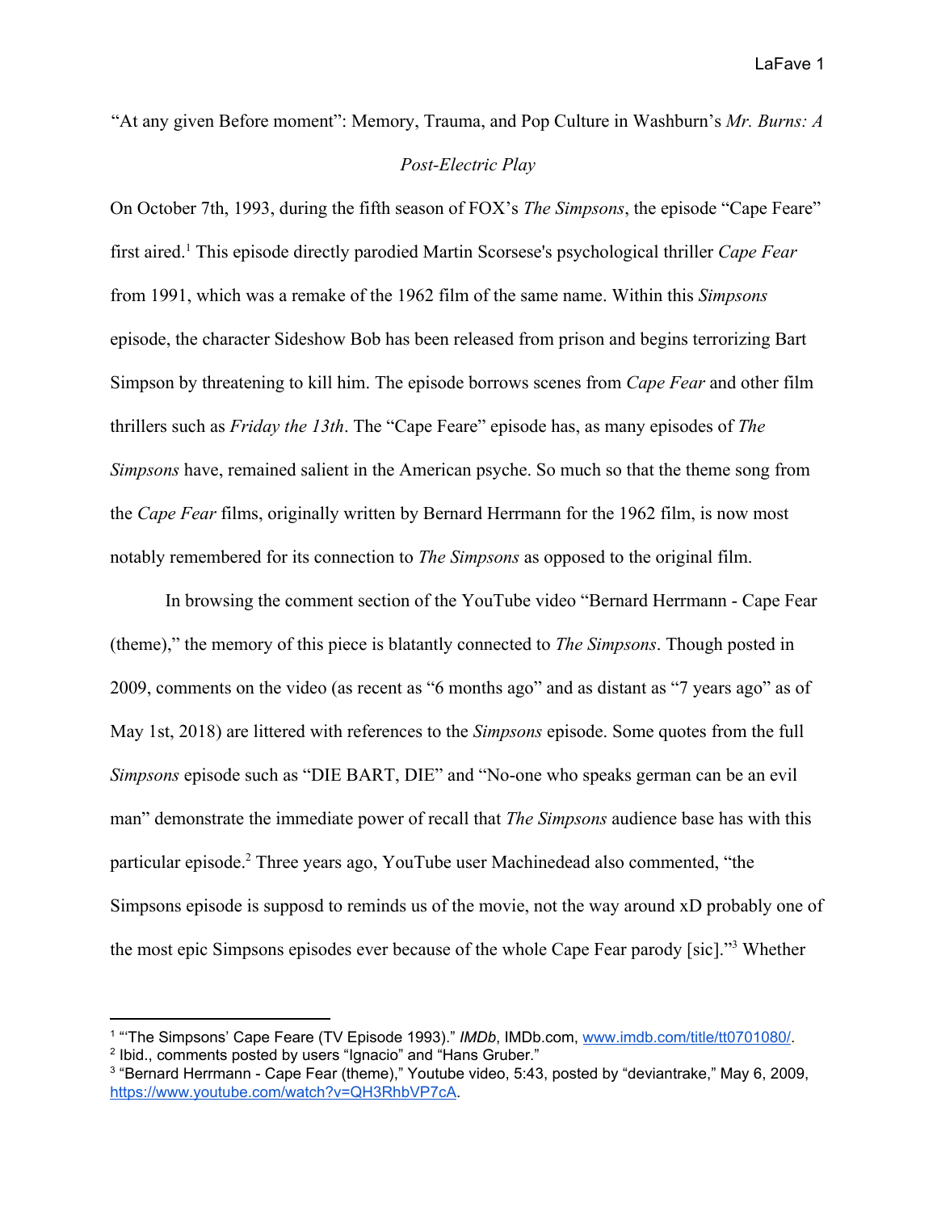“At any given Before moment”: Memory, Trauma, and Pop Culture in Washburn’s *Mr. Burns: A Post-Electric Play*

On October 7th, 1993, during the fifth season of FOX’s *The Simpsons*, the episode “Cape Feare” first aired.[1] This episode directly parodied Martin Scorsese's psychological thriller *Cape Fear* from 1991, which was a remake of the 1962 film of the same name. Within this *Simpsons* episode, the character Sideshow Bob has been released from prison and begins terrorizing Bart Simpson by threatening to kill him. The episode borrows scenes from *Cape Fear* and other film thrillers such as *Friday the 13th*. The “Cape Feare” episode has, as many episodes of *The Simpsons* have, remained salient in the American psyche. So much so that the theme song from the *Cape Fear* films, originally written by Bernard Herrmann for the 1962 film, is now most notably remembered for its connection to *The Simpsons* as opposed to the original film.

In browsing the comment section of the YouTube video “Bernard Herrmann - Cape Fear (theme),” the memory of this piece is blatantly connected to *The Simpsons*. Though posted in 2009, comments on the video (as recent as “6 months ago” and as distant as “7 years ago” as of May 1st, 2018) are littered with references to the *Simpsons* episode. Some quotes from the full *Simpsons* episode such as “DIE BART, DIE” and “No-one who speaks german can be an evil man” demonstrate the immediate power of recall that *The Simpsons* audience base has with this particular episode.[2] Three years ago, YouTube user Machinedead also commented, “the Simpsons episode is supposd to reminds us of the movie, not the way around xD probably one of the most epic Simpsons episodes ever because of the whole Cape Fear parody [sic].”[3] Whether

---

[1] “‘The Simpsons’ Cape Feare (TV Episode 1993).” *IMDb*, IMDb.com, www.imdb.com/title/tt0701080/.

[2] Ibid., comments posted by users “Ignacio” and “Hans Gruber.”

[3] “Bernard Herrmann - Cape Fear (theme),” Youtube video, 5:43, posted by “deviantrake,” May 6, 2009, https://www.youtube.com/watch?v=QH3RhbVP7cA.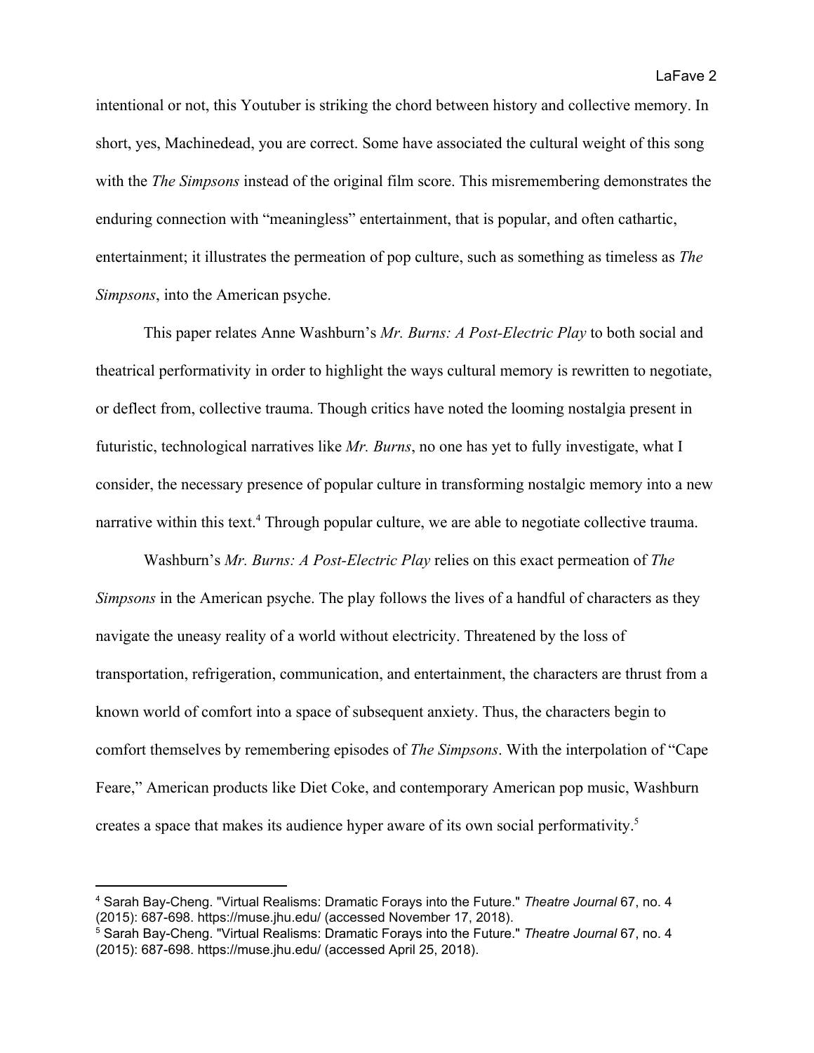intentional or not, this Youtuber is striking the chord between history and collective memory. In short, yes, Machinedead, you are correct. Some have associated the cultural weight of this song with the *The Simpsons* instead of the original film score. This misremembering demonstrates the enduring connection with "meaningless" entertainment, that is popular, and often cathartic, entertainment; it illustrates the permeation of pop culture, such as something as timeless as *The Simpsons*, into the American psyche.

This paper relates Anne Washburn's *Mr. Burns: A Post-Electric Play* to both social and theatrical performativity in order to highlight the ways cultural memory is rewritten to negotiate, or deflect from, collective trauma. Though critics have noted the looming nostalgia present in futuristic, technological narratives like *Mr. Burns*, no one has yet to fully investigate, what I consider, the necessary presence of popular culture in transforming nostalgic memory into a new narrative within this text.[4] Through popular culture, we are able to negotiate collective trauma.

Washburn's *Mr. Burns: A Post-Electric Play* relies on this exact permeation of *The Simpsons* in the American psyche. The play follows the lives of a handful of characters as they navigate the uneasy reality of a world without electricity. Threatened by the loss of transportation, refrigeration, communication, and entertainment, the characters are thrust from a known world of comfort into a space of subsequent anxiety. Thus, the characters begin to comfort themselves by remembering episodes of *The Simpsons*. With the interpolation of "Cape Feare," American products like Diet Coke, and contemporary American pop music, Washburn creates a space that makes its audience hyper aware of its own social performativity.[5]

---

[4] Sarah Bay-Cheng. "Virtual Realisms: Dramatic Forays into the Future." *Theatre Journal* 67, no. 4 (2015): 687-698. https://muse.jhu.edu/ (accessed November 17, 2018).

[5] Sarah Bay-Cheng. "Virtual Realisms: Dramatic Forays into the Future." *Theatre Journal* 67, no. 4 (2015): 687-698. https://muse.jhu.edu/ (accessed April 25, 2018).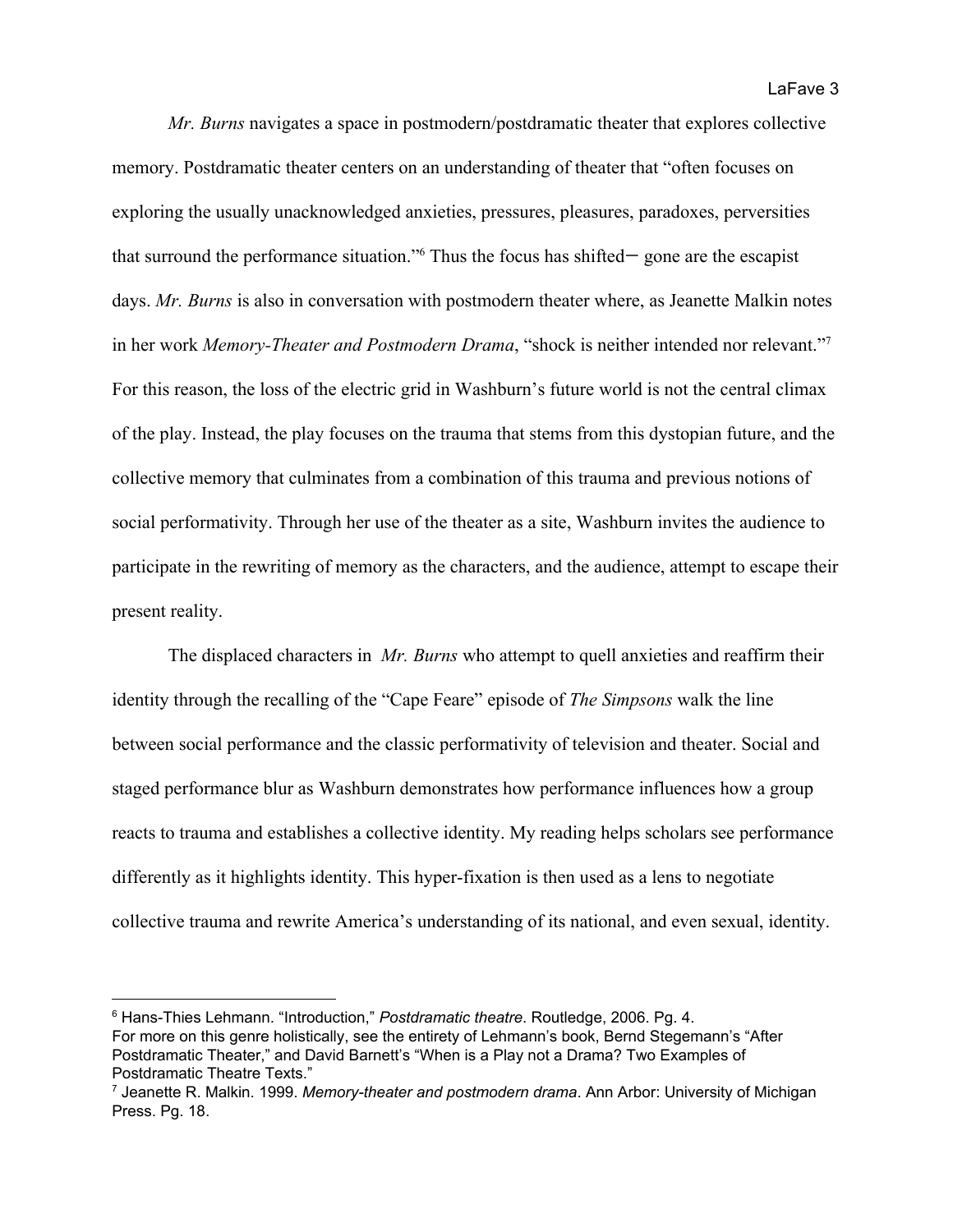*Mr. Burns* navigates a space in postmodern/postdramatic theater that explores collective memory. Postdramatic theater centers on an understanding of theater that "often focuses on exploring the usually unacknowledged anxieties, pressures, pleasures, paradoxes, perversities that surround the performance situation."[6] Thus the focus has shifted— gone are the escapist days. *Mr. Burns* is also in conversation with postmodern theater where, as Jeanette Malkin notes in her work *Memory-Theater and Postmodern Drama*, "shock is neither intended nor relevant."[7] For this reason, the loss of the electric grid in Washburn's future world is not the central climax of the play. Instead, the play focuses on the trauma that stems from this dystopian future, and the collective memory that culminates from a combination of this trauma and previous notions of social performativity. Through her use of the theater as a site, Washburn invites the audience to participate in the rewriting of memory as the characters, and the audience, attempt to escape their present reality.

The displaced characters in *Mr. Burns* who attempt to quell anxieties and reaffirm their identity through the recalling of the "Cape Feare" episode of *The Simpsons* walk the line between social performance and the classic performativity of television and theater. Social and staged performance blur as Washburn demonstrates how performance influences how a group reacts to trauma and establishes a collective identity. My reading helps scholars see performance differently as it highlights identity. This hyper-fixation is then used as a lens to negotiate collective trauma and rewrite America's understanding of its national, and even sexual, identity.

---

[6] Hans-Thies Lehmann. "Introduction," *Postdramatic theatre*. Routledge, 2006. Pg. 4.
For more on this genre holistically, see the entirety of Lehmann's book, Bernd Stegemann's "After Postdramatic Theater," and David Barnett's "When is a Play not a Drama? Two Examples of Postdramatic Theatre Texts."

[7] Jeanette R. Malkin. 1999. *Memory-theater and postmodern drama*. Ann Arbor: University of Michigan Press. Pg. 18.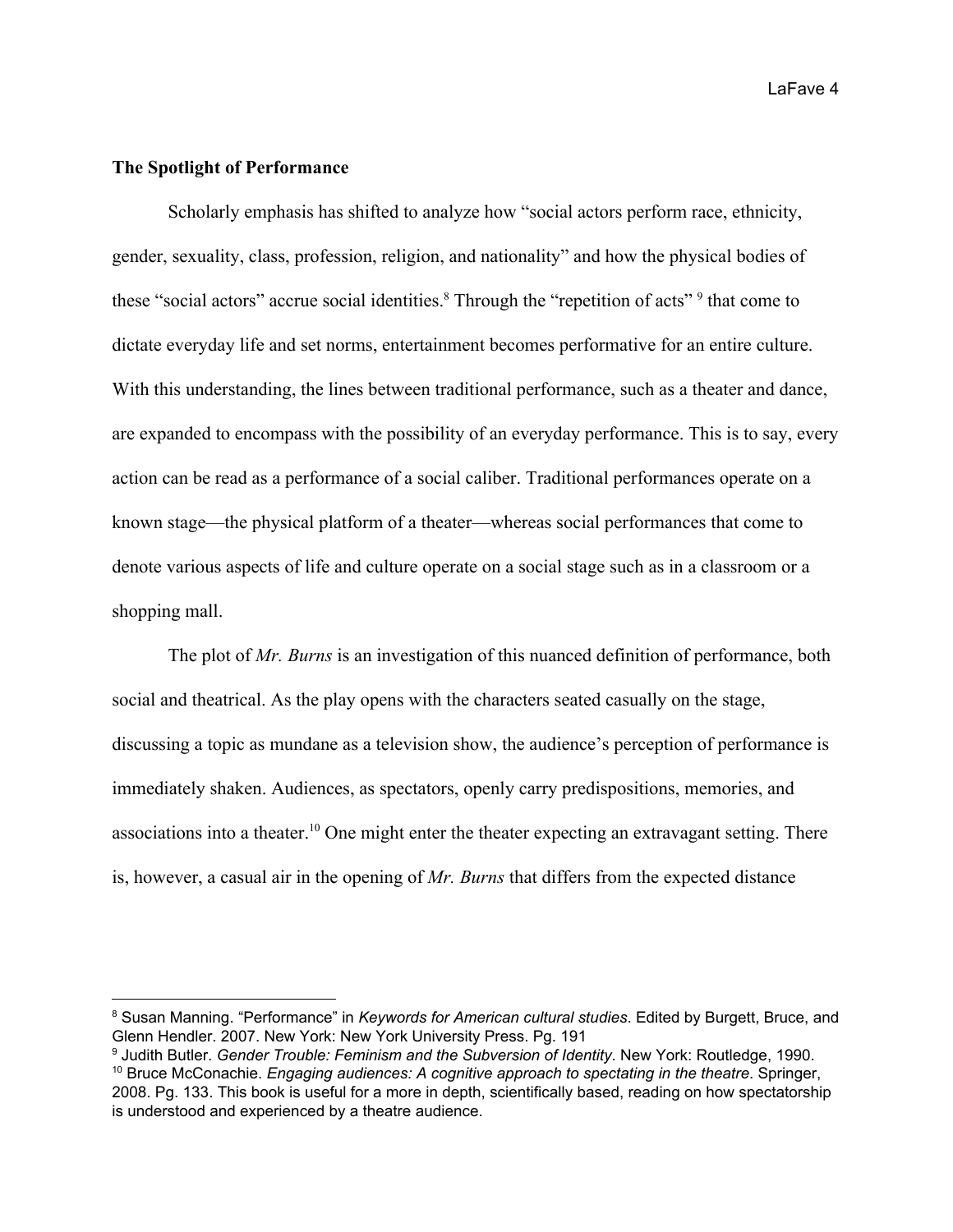**The Spotlight of Performance**

Scholarly emphasis has shifted to analyze how "social actors perform race, ethnicity, gender, sexuality, class, profession, religion, and nationality" and how the physical bodies of these "social actors" accrue social identities.[8] Through the "repetition of acts" [9] that come to dictate everyday life and set norms, entertainment becomes performative for an entire culture. With this understanding, the lines between traditional performance, such as a theater and dance, are expanded to encompass with the possibility of an everyday performance. This is to say, every action can be read as a performance of a social caliber. Traditional performances operate on a known stage—the physical platform of a theater—whereas social performances that come to denote various aspects of life and culture operate on a social stage such as in a classroom or a shopping mall.

The plot of *Mr. Burns* is an investigation of this nuanced definition of performance, both social and theatrical. As the play opens with the characters seated casually on the stage, discussing a topic as mundane as a television show, the audience's perception of performance is immediately shaken. Audiences, as spectators, openly carry predispositions, memories, and associations into a theater.[10] One might enter the theater expecting an extravagant setting. There is, however, a casual air in the opening of *Mr. Burns* that differs from the expected distance

---

[8] Susan Manning. "Performance" in *Keywords for American cultural studies*. Edited by Burgett, Bruce, and Glenn Hendler. 2007. New York: New York University Press. Pg. 191

[9] Judith Butler. *Gender Trouble: Feminism and the Subversion of Identity*. New York: Routledge, 1990.

[10] Bruce McConachie. *Engaging audiences: A cognitive approach to spectating in the theatre*. Springer, 2008. Pg. 133. This book is useful for a more in depth, scientifically based, reading on how spectatorship is understood and experienced by a theatre audience.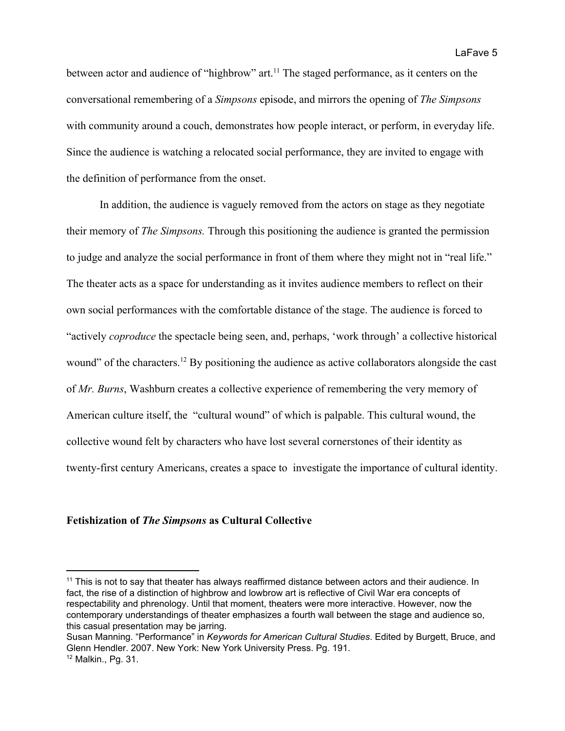between actor and audience of "highbrow" art.[11] The staged performance, as it centers on the conversational remembering of a *Simpsons* episode, and mirrors the opening of *The Simpsons* with community around a couch, demonstrates how people interact, or perform, in everyday life. Since the audience is watching a relocated social performance, they are invited to engage with the definition of performance from the onset.

In addition, the audience is vaguely removed from the actors on stage as they negotiate their memory of *The Simpsons.* Through this positioning the audience is granted the permission to judge and analyze the social performance in front of them where they might not in "real life." The theater acts as a space for understanding as it invites audience members to reflect on their own social performances with the comfortable distance of the stage. The audience is forced to "actively *coproduce* the spectacle being seen, and, perhaps, 'work through' a collective historical wound" of the characters.[12] By positioning the audience as active collaborators alongside the cast of *Mr. Burns*, Washburn creates a collective experience of remembering the very memory of American culture itself, the "cultural wound" of which is palpable. This cultural wound, the collective wound felt by characters who have lost several cornerstones of their identity as twenty-first century Americans, creates a space to investigate the importance of cultural identity.

## Fetishization of *The Simpsons* as Cultural Collective

---

[11] This is not to say that theater has always reaffirmed distance between actors and their audience. In fact, the rise of a distinction of highbrow and lowbrow art is reflective of Civil War era concepts of respectability and phrenology. Until that moment, theaters were more interactive. However, now the contemporary understandings of theater emphasizes a fourth wall between the stage and audience so, this casual presentation may be jarring.

Susan Manning. "Performance" in *Keywords for American Cultural Studies*. Edited by Burgett, Bruce, and Glenn Hendler. 2007. New York: New York University Press. Pg. 191.

[12] Malkin., Pg. 31.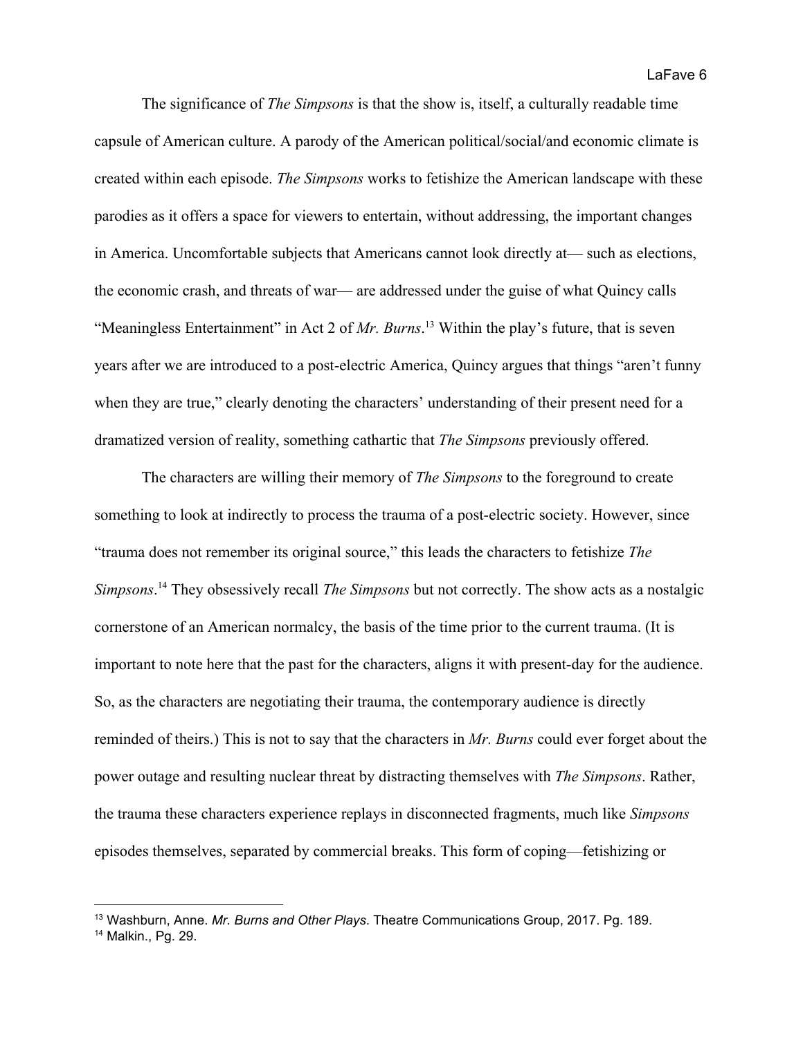The significance of *The Simpsons* is that the show is, itself, a culturally readable time capsule of American culture. A parody of the American political/social/and economic climate is created within each episode. *The Simpsons* works to fetishize the American landscape with these parodies as it offers a space for viewers to entertain, without addressing, the important changes in America. Uncomfortable subjects that Americans cannot look directly at— such as elections, the economic crash, and threats of war— are addressed under the guise of what Quincy calls "Meaningless Entertainment" in Act 2 of *Mr. Burns*.[13] Within the play's future, that is seven years after we are introduced to a post-electric America, Quincy argues that things "aren't funny when they are true," clearly denoting the characters' understanding of their present need for a dramatized version of reality, something cathartic that *The Simpsons* previously offered.

The characters are willing their memory of *The Simpsons* to the foreground to create something to look at indirectly to process the trauma of a post-electric society. However, since "trauma does not remember its original source," this leads the characters to fetishize *The Simpsons*.[14] They obsessively recall *The Simpsons* but not correctly. The show acts as a nostalgic cornerstone of an American normalcy, the basis of the time prior to the current trauma. (It is important to note here that the past for the characters, aligns it with present-day for the audience. So, as the characters are negotiating their trauma, the contemporary audience is directly reminded of theirs.) This is not to say that the characters in *Mr. Burns* could ever forget about the power outage and resulting nuclear threat by distracting themselves with *The Simpsons*. Rather, the trauma these characters experience replays in disconnected fragments, much like *Simpsons* episodes themselves, separated by commercial breaks. This form of coping—fetishizing or

---

[13] Washburn, Anne. *Mr. Burns and Other Plays*. Theatre Communications Group, 2017. Pg. 189.

[14] Malkin., Pg. 29.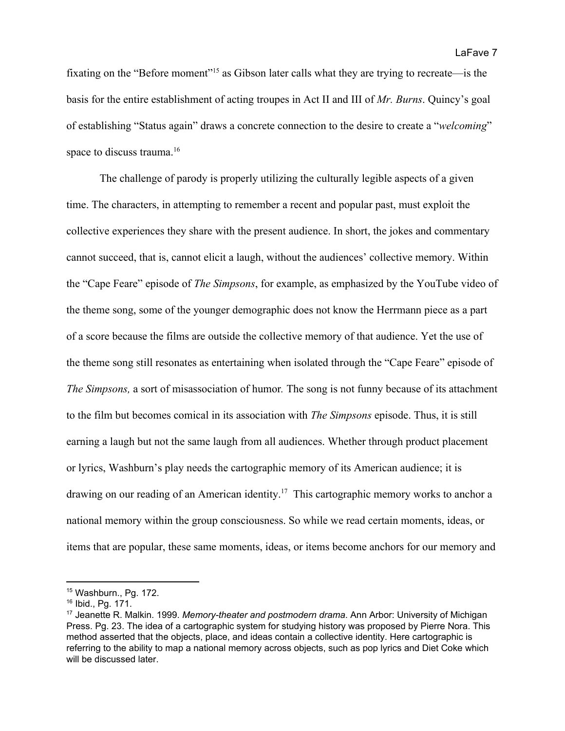fixating on the "Before moment"[15] as Gibson later calls what they are trying to recreate—is the basis for the entire establishment of acting troupes in Act II and III of *Mr. Burns*. Quincy's goal of establishing "Status again" draws a concrete connection to the desire to create a "*welcoming*" space to discuss trauma.[16]

The challenge of parody is properly utilizing the culturally legible aspects of a given time. The characters, in attempting to remember a recent and popular past, must exploit the collective experiences they share with the present audience. In short, the jokes and commentary cannot succeed, that is, cannot elicit a laugh, without the audiences' collective memory. Within the "Cape Feare" episode of *The Simpsons*, for example, as emphasized by the YouTube video of the theme song, some of the younger demographic does not know the Herrmann piece as a part of a score because the films are outside the collective memory of that audience. Yet the use of the theme song still resonates as entertaining when isolated through the "Cape Feare" episode of *The Simpsons,* a sort of misassociation of humor. The song is not funny because of its attachment to the film but becomes comical in its association with *The Simpsons* episode. Thus, it is still earning a laugh but not the same laugh from all audiences. Whether through product placement or lyrics, Washburn's play needs the cartographic memory of its American audience; it is drawing on our reading of an American identity.[17] This cartographic memory works to anchor a national memory within the group consciousness. So while we read certain moments, ideas, or items that are popular, these same moments, ideas, or items become anchors for our memory and

---

[15] Washburn., Pg. 172.

[16] Ibid., Pg. 171.

[17] Jeanette R. Malkin. 1999. *Memory-theater and postmodern drama*. Ann Arbor: University of Michigan Press. Pg. 23. The idea of a cartographic system for studying history was proposed by Pierre Nora. This method asserted that the objects, place, and ideas contain a collective identity. Here cartographic is referring to the ability to map a national memory across objects, such as pop lyrics and Diet Coke which will be discussed later.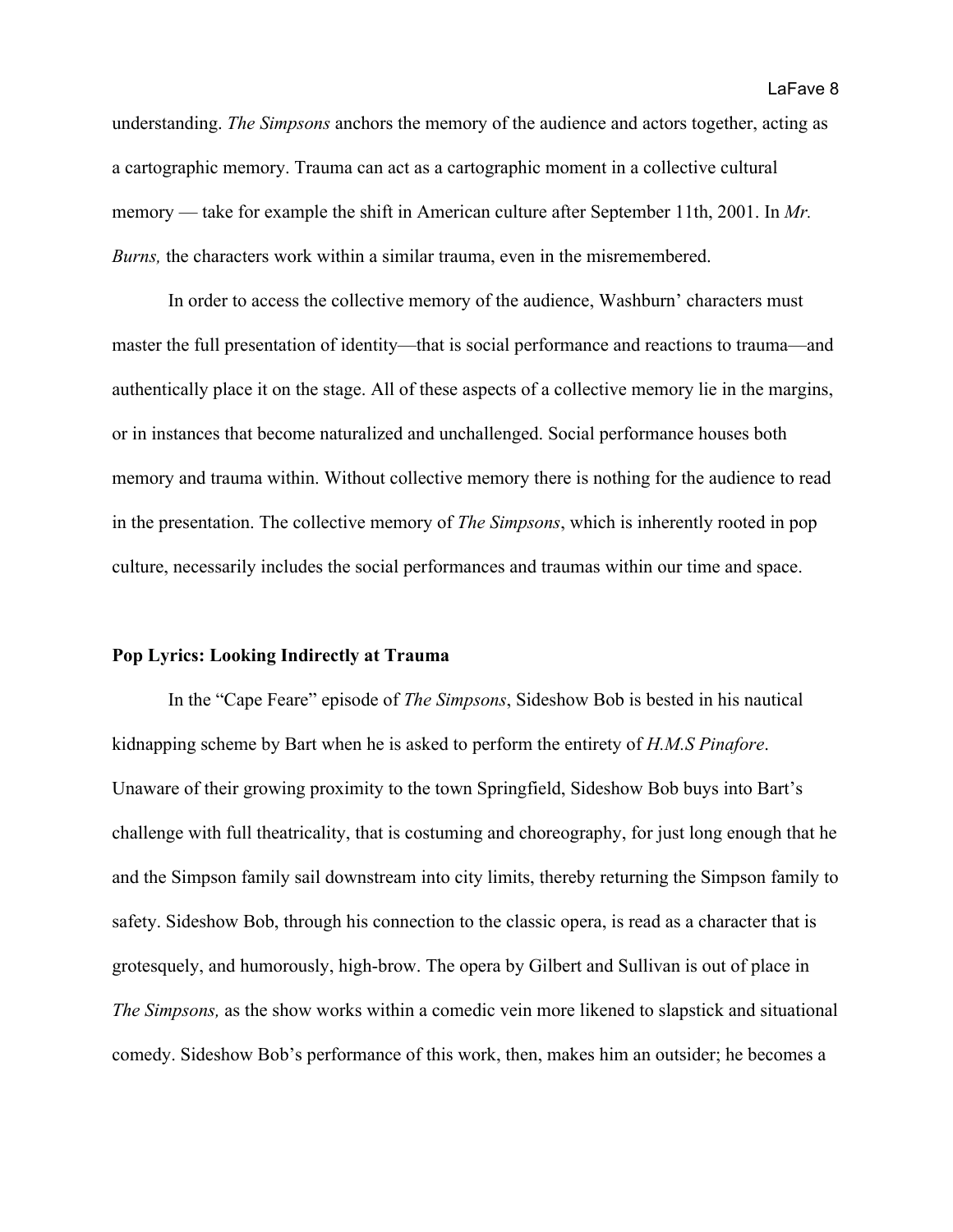understanding. *The Simpsons* anchors the memory of the audience and actors together, acting as a cartographic memory. Trauma can act as a cartographic moment in a collective cultural memory — take for example the shift in American culture after September 11th, 2001. In *Mr. Burns,* the characters work within a similar trauma, even in the misremembered.

In order to access the collective memory of the audience, Washburn' characters must master the full presentation of identity—that is social performance and reactions to trauma—and authentically place it on the stage. All of these aspects of a collective memory lie in the margins, or in instances that become naturalized and unchallenged. Social performance houses both memory and trauma within. Without collective memory there is nothing for the audience to read in the presentation. The collective memory of *The Simpsons*, which is inherently rooted in pop culture, necessarily includes the social performances and traumas within our time and space.

**Pop Lyrics: Looking Indirectly at Trauma**

In the "Cape Feare" episode of *The Simpsons*, Sideshow Bob is bested in his nautical kidnapping scheme by Bart when he is asked to perform the entirety of *H.M.S Pinafore*. Unaware of their growing proximity to the town Springfield, Sideshow Bob buys into Bart's challenge with full theatricality, that is costuming and choreography, for just long enough that he and the Simpson family sail downstream into city limits, thereby returning the Simpson family to safety. Sideshow Bob, through his connection to the classic opera, is read as a character that is grotesquely, and humorously, high-brow. The opera by Gilbert and Sullivan is out of place in *The Simpsons,* as the show works within a comedic vein more likened to slapstick and situational comedy. Sideshow Bob's performance of this work, then, makes him an outsider; he becomes a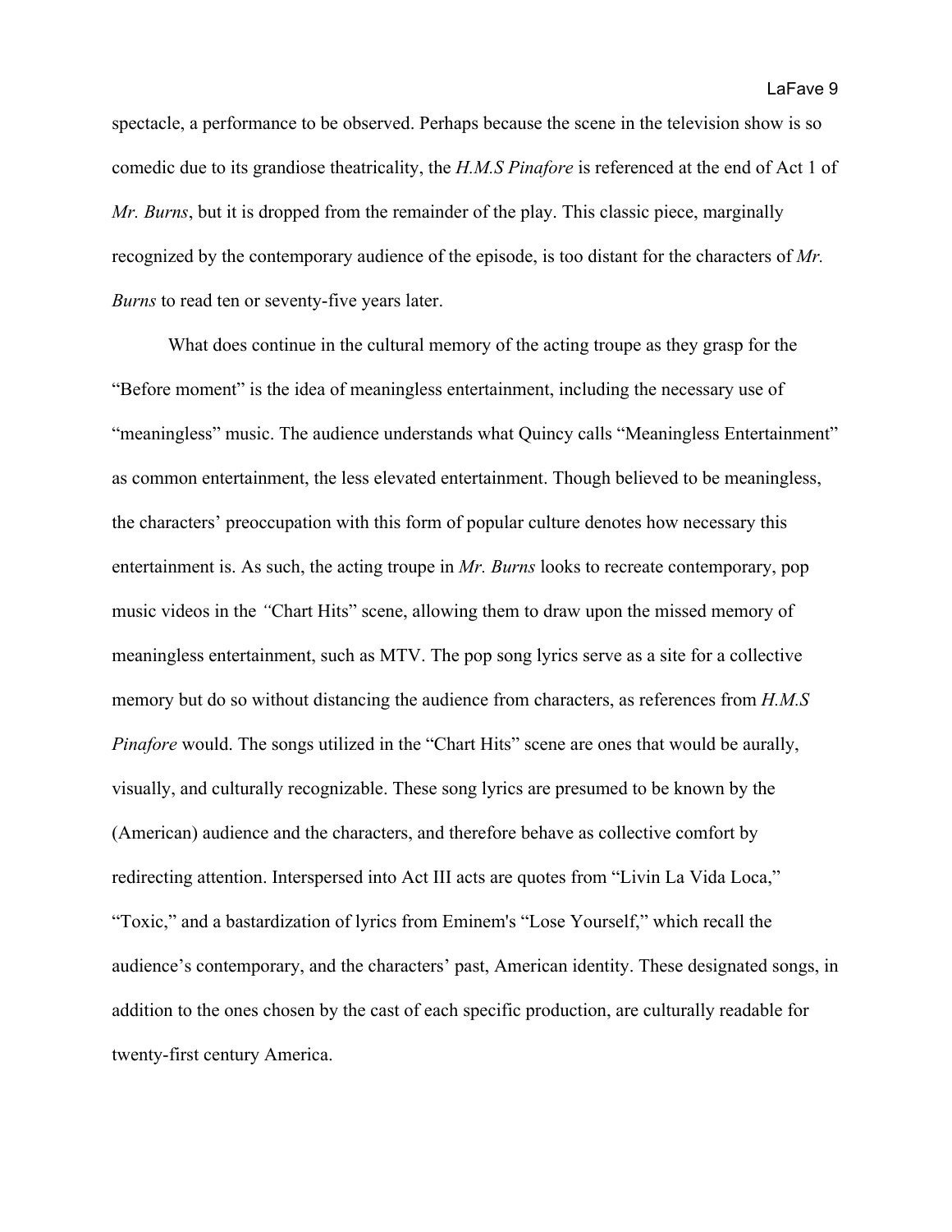spectacle, a performance to be observed. Perhaps because the scene in the television show is so comedic due to its grandiose theatricality, the *H.M.S Pinafore* is referenced at the end of Act 1 of *Mr. Burns*, but it is dropped from the remainder of the play. This classic piece, marginally recognized by the contemporary audience of the episode, is too distant for the characters of *Mr. Burns* to read ten or seventy-five years later.

What does continue in the cultural memory of the acting troupe as they grasp for the "Before moment" is the idea of meaningless entertainment, including the necessary use of "meaningless" music. The audience understands what Quincy calls "Meaningless Entertainment" as common entertainment, the less elevated entertainment. Though believed to be meaningless, the characters' preoccupation with this form of popular culture denotes how necessary this entertainment is. As such, the acting troupe in *Mr. Burns* looks to recreate contemporary, pop music videos in the *"*Chart Hits" scene, allowing them to draw upon the missed memory of meaningless entertainment, such as MTV. The pop song lyrics serve as a site for a collective memory but do so without distancing the audience from characters, as references from *H.M.S Pinafore* would. The songs utilized in the "Chart Hits" scene are ones that would be aurally, visually, and culturally recognizable. These song lyrics are presumed to be known by the (American) audience and the characters, and therefore behave as collective comfort by redirecting attention. Interspersed into Act III acts are quotes from "Livin La Vida Loca," "Toxic," and a bastardization of lyrics from Eminem's "Lose Yourself," which recall the audience's contemporary, and the characters' past, American identity. These designated songs, in addition to the ones chosen by the cast of each specific production, are culturally readable for twenty-first century America.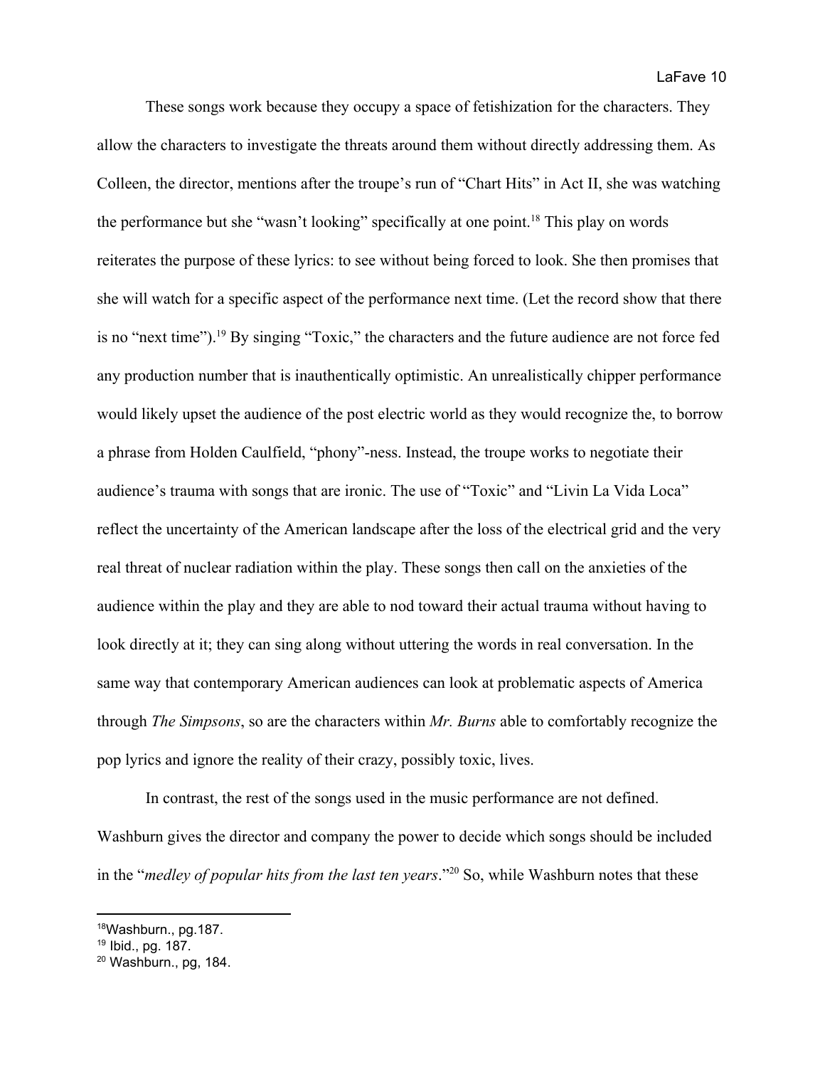These songs work because they occupy a space of fetishization for the characters. They allow the characters to investigate the threats around them without directly addressing them. As Colleen, the director, mentions after the troupe's run of "Chart Hits" in Act II, she was watching the performance but she "wasn't looking" specifically at one point.[18] This play on words reiterates the purpose of these lyrics: to see without being forced to look. She then promises that she will watch for a specific aspect of the performance next time. (Let the record show that there is no "next time").[19] By singing "Toxic," the characters and the future audience are not force fed any production number that is inauthentically optimistic. An unrealistically chipper performance would likely upset the audience of the post electric world as they would recognize the, to borrow a phrase from Holden Caulfield, "phony"-ness. Instead, the troupe works to negotiate their audience's trauma with songs that are ironic. The use of "Toxic" and "Livin La Vida Loca" reflect the uncertainty of the American landscape after the loss of the electrical grid and the very real threat of nuclear radiation within the play. These songs then call on the anxieties of the audience within the play and they are able to nod toward their actual trauma without having to look directly at it; they can sing along without uttering the words in real conversation. In the same way that contemporary American audiences can look at problematic aspects of America through *The Simpsons*, so are the characters within *Mr. Burns* able to comfortably recognize the pop lyrics and ignore the reality of their crazy, possibly toxic, lives.

In contrast, the rest of the songs used in the music performance are not defined. Washburn gives the director and company the power to decide which songs should be included in the "*medley of popular hits from the last ten years*."[20] So, while Washburn notes that these

---

[18] Washburn., pg.187.

[19] Ibid., pg. 187.

[20] Washburn., pg, 184.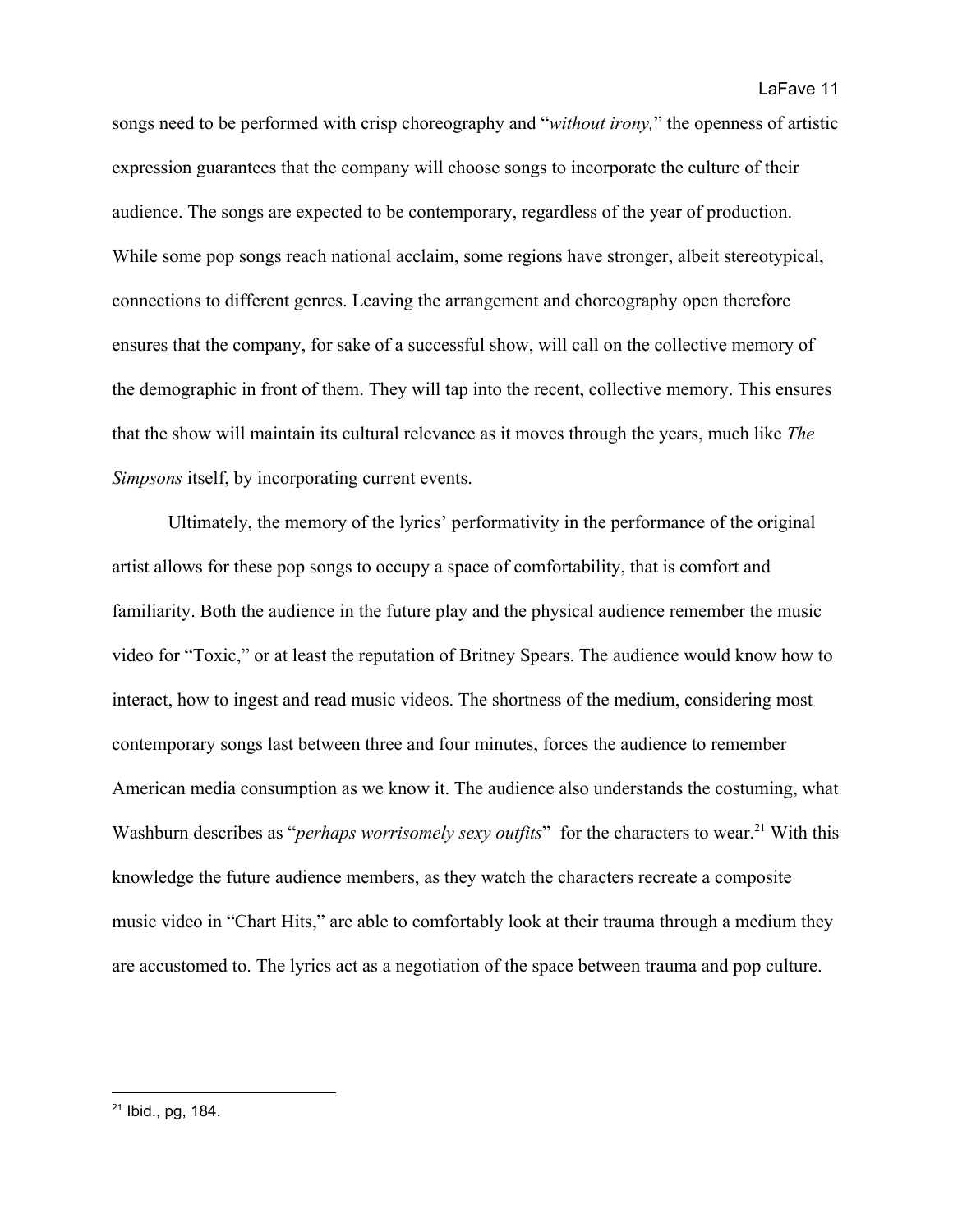songs need to be performed with crisp choreography and "*without irony,*" the openness of artistic expression guarantees that the company will choose songs to incorporate the culture of their audience. The songs are expected to be contemporary, regardless of the year of production. While some pop songs reach national acclaim, some regions have stronger, albeit stereotypical, connections to different genres. Leaving the arrangement and choreography open therefore ensures that the company, for sake of a successful show, will call on the collective memory of the demographic in front of them. They will tap into the recent, collective memory. This ensures that the show will maintain its cultural relevance as it moves through the years, much like *The Simpsons* itself, by incorporating current events.

Ultimately, the memory of the lyrics' performativity in the performance of the original artist allows for these pop songs to occupy a space of comfortability, that is comfort and familiarity. Both the audience in the future play and the physical audience remember the music video for "Toxic," or at least the reputation of Britney Spears. The audience would know how to interact, how to ingest and read music videos. The shortness of the medium, considering most contemporary songs last between three and four minutes, forces the audience to remember American media consumption as we know it. The audience also understands the costuming, what Washburn describes as "*perhaps worrisomely sexy outfits*" for the characters to wear.[21] With this knowledge the future audience members, as they watch the characters recreate a composite music video in "Chart Hits," are able to comfortably look at their trauma through a medium they are accustomed to. The lyrics act as a negotiation of the space between trauma and pop culture.

---

[21] Ibid., pg, 184.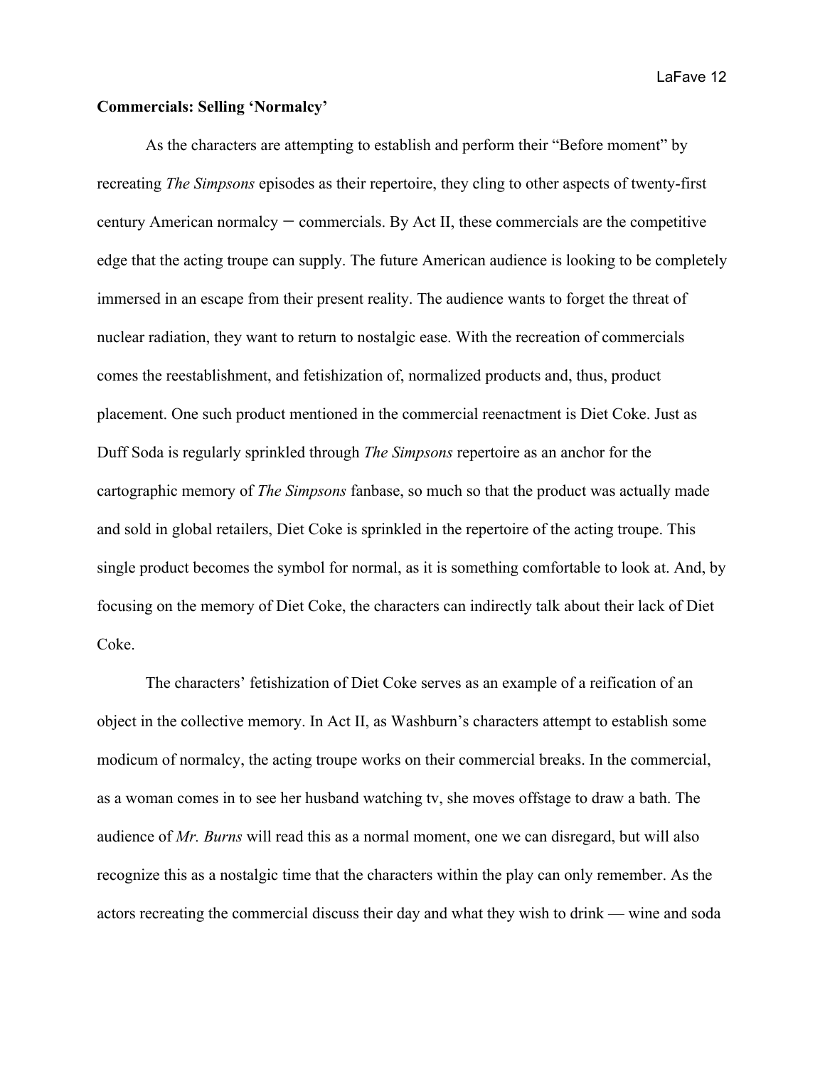**Commercials: Selling 'Normalcy'**

As the characters are attempting to establish and perform their "Before moment" by recreating *The Simpsons* episodes as their repertoire, they cling to other aspects of twenty-first century American normalcy – commercials. By Act II, these commercials are the competitive edge that the acting troupe can supply. The future American audience is looking to be completely immersed in an escape from their present reality. The audience wants to forget the threat of nuclear radiation, they want to return to nostalgic ease. With the recreation of commercials comes the reestablishment, and fetishization of, normalized products and, thus, product placement. One such product mentioned in the commercial reenactment is Diet Coke. Just as Duff Soda is regularly sprinkled through *The Simpsons* repertoire as an anchor for the cartographic memory of *The Simpsons* fanbase, so much so that the product was actually made and sold in global retailers, Diet Coke is sprinkled in the repertoire of the acting troupe. This single product becomes the symbol for normal, as it is something comfortable to look at. And, by focusing on the memory of Diet Coke, the characters can indirectly talk about their lack of Diet Coke.

The characters' fetishization of Diet Coke serves as an example of a reification of an object in the collective memory. In Act II, as Washburn's characters attempt to establish some modicum of normalcy, the acting troupe works on their commercial breaks. In the commercial, as a woman comes in to see her husband watching tv, she moves offstage to draw a bath. The audience of *Mr. Burns* will read this as a normal moment, one we can disregard, but will also recognize this as a nostalgic time that the characters within the play can only remember. As the actors recreating the commercial discuss their day and what they wish to drink — wine and soda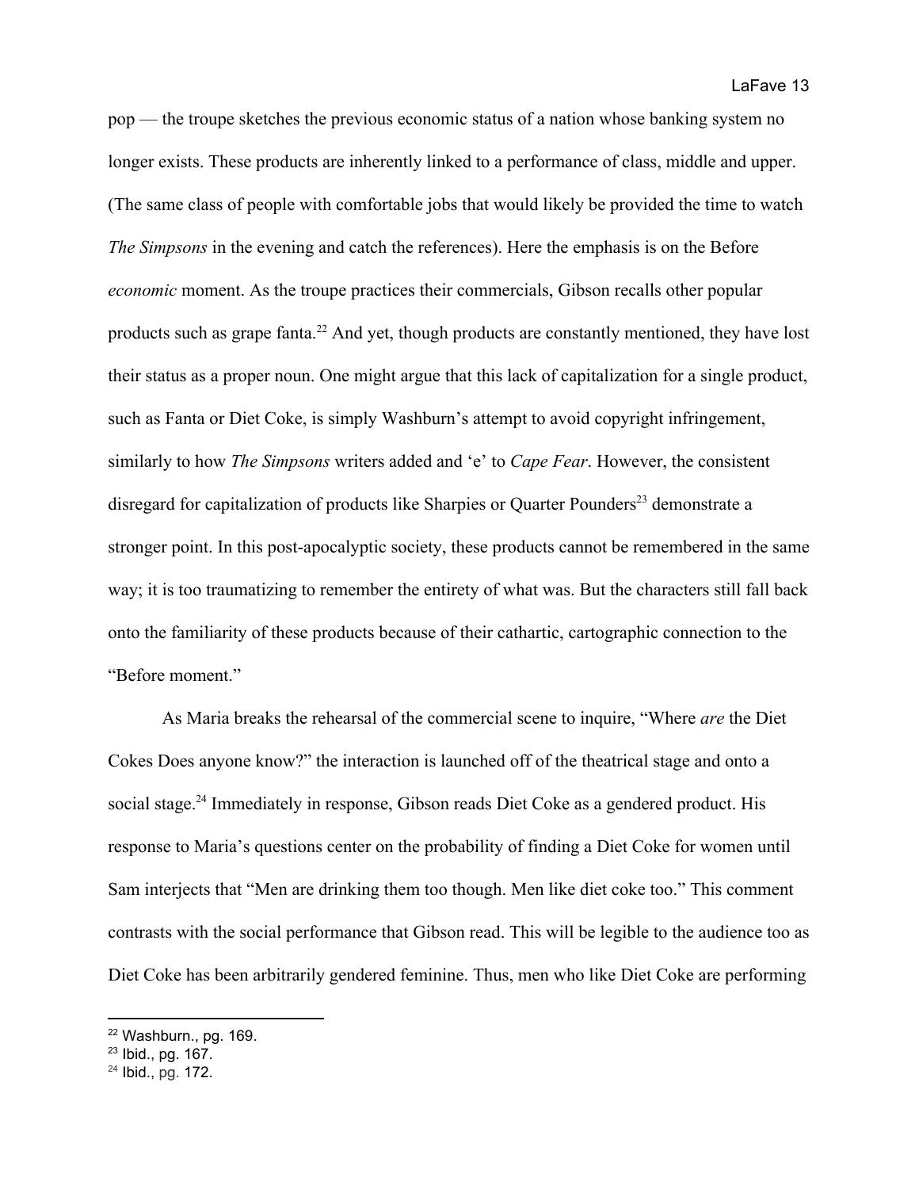pop — the troupe sketches the previous economic status of a nation whose banking system no longer exists. These products are inherently linked to a performance of class, middle and upper. (The same class of people with comfortable jobs that would likely be provided the time to watch *The Simpsons* in the evening and catch the references). Here the emphasis is on the Before *economic* moment. As the troupe practices their commercials, Gibson recalls other popular products such as grape fanta.[22] And yet, though products are constantly mentioned, they have lost their status as a proper noun. One might argue that this lack of capitalization for a single product, such as Fanta or Diet Coke, is simply Washburn's attempt to avoid copyright infringement, similarly to how *The Simpsons* writers added and 'e' to *Cape Fear*. However, the consistent disregard for capitalization of products like Sharpies or Quarter Pounders[23] demonstrate a stronger point. In this post-apocalyptic society, these products cannot be remembered in the same way; it is too traumatizing to remember the entirety of what was. But the characters still fall back onto the familiarity of these products because of their cathartic, cartographic connection to the "Before moment."

As Maria breaks the rehearsal of the commercial scene to inquire, "Where *are* the Diet Cokes Does anyone know?" the interaction is launched off of the theatrical stage and onto a social stage.[24] Immediately in response, Gibson reads Diet Coke as a gendered product. His response to Maria's questions center on the probability of finding a Diet Coke for women until Sam interjects that "Men are drinking them too though. Men like diet coke too." This comment contrasts with the social performance that Gibson read. This will be legible to the audience too as Diet Coke has been arbitrarily gendered feminine. Thus, men who like Diet Coke are performing

---

[22] Washburn., pg. 169.
[23] Ibid., pg. 167.
[24] Ibid., pg. 172.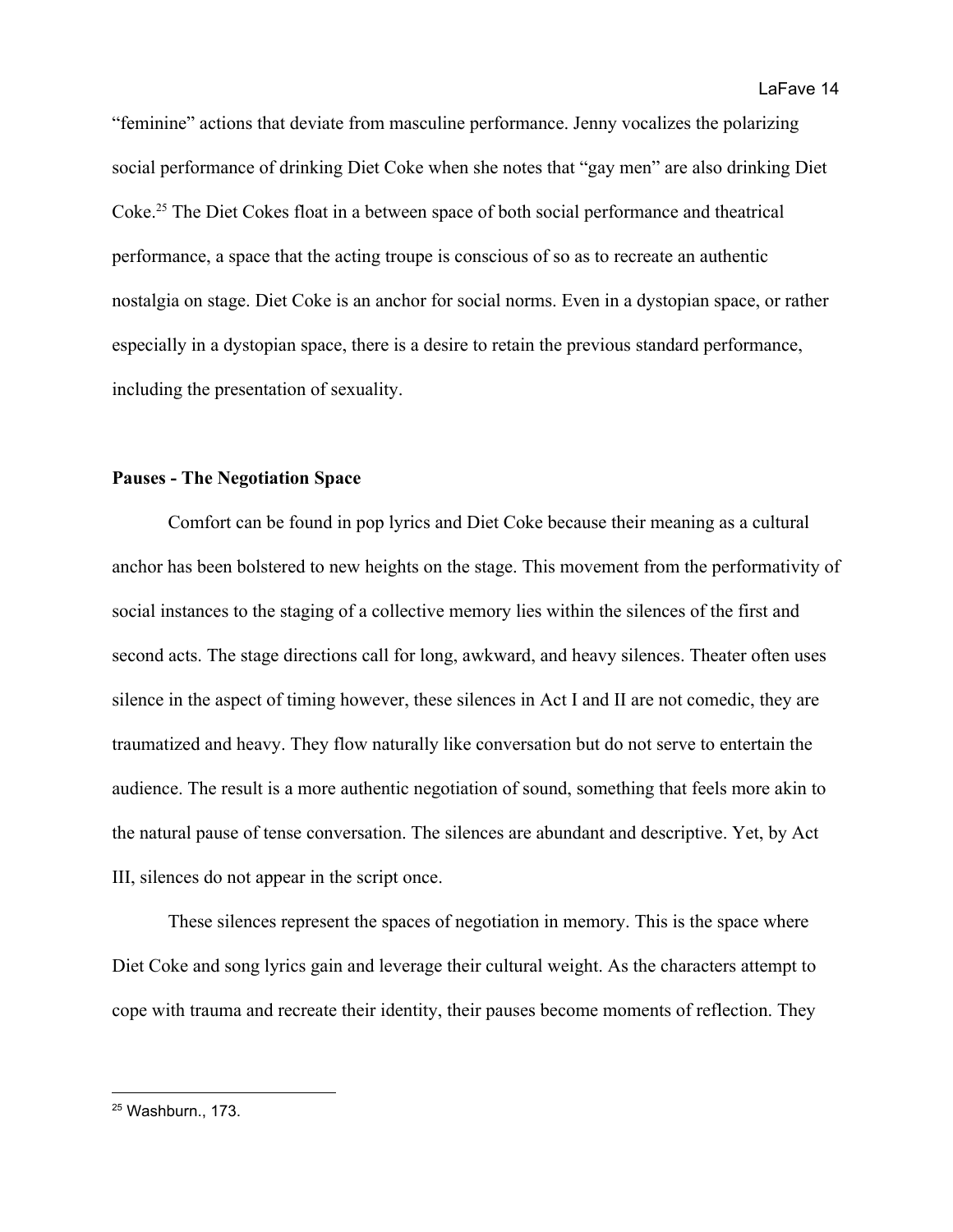"feminine" actions that deviate from masculine performance. Jenny vocalizes the polarizing social performance of drinking Diet Coke when she notes that "gay men" are also drinking Diet Coke.[25] The Diet Cokes float in a between space of both social performance and theatrical performance, a space that the acting troupe is conscious of so as to recreate an authentic nostalgia on stage. Diet Coke is an anchor for social norms. Even in a dystopian space, or rather especially in a dystopian space, there is a desire to retain the previous standard performance, including the presentation of sexuality.

**Pauses - The Negotiation Space**

Comfort can be found in pop lyrics and Diet Coke because their meaning as a cultural anchor has been bolstered to new heights on the stage. This movement from the performativity of social instances to the staging of a collective memory lies within the silences of the first and second acts. The stage directions call for long, awkward, and heavy silences. Theater often uses silence in the aspect of timing however, these silences in Act I and II are not comedic, they are traumatized and heavy. They flow naturally like conversation but do not serve to entertain the audience. The result is a more authentic negotiation of sound, something that feels more akin to the natural pause of tense conversation. The silences are abundant and descriptive. Yet, by Act III, silences do not appear in the script once.

These silences represent the spaces of negotiation in memory. This is the space where Diet Coke and song lyrics gain and leverage their cultural weight. As the characters attempt to cope with trauma and recreate their identity, their pauses become moments of reflection. They

---

[25] Washburn., 173.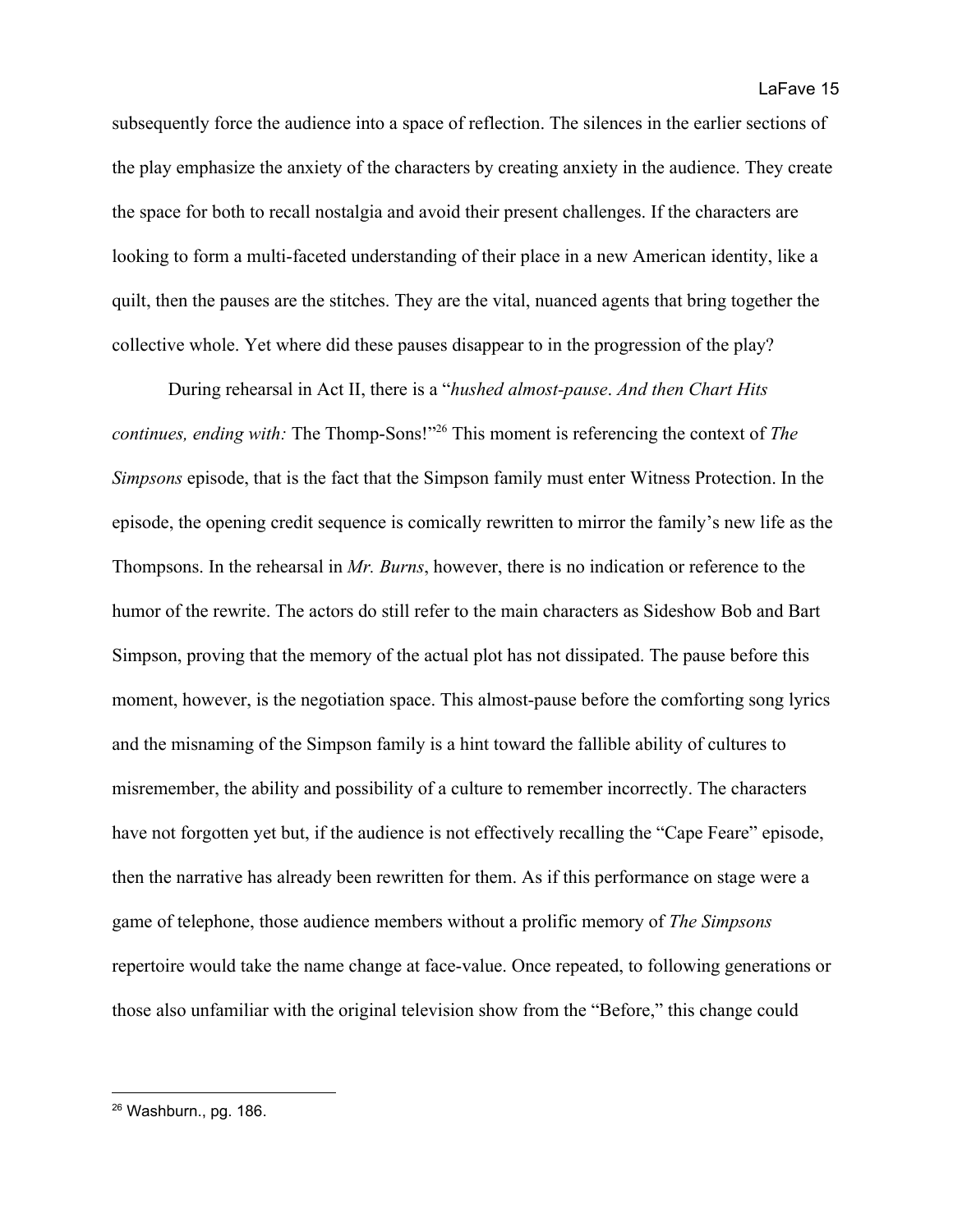subsequently force the audience into a space of reflection. The silences in the earlier sections of the play emphasize the anxiety of the characters by creating anxiety in the audience. They create the space for both to recall nostalgia and avoid their present challenges. If the characters are looking to form a multi-faceted understanding of their place in a new American identity, like a quilt, then the pauses are the stitches. They are the vital, nuanced agents that bring together the collective whole. Yet where did these pauses disappear to in the progression of the play?

During rehearsal in Act II, there is a "*hushed almost-pause*. *And then Chart Hits continues, ending with:* The Thomp-Sons!"[26] This moment is referencing the context of *The Simpsons* episode, that is the fact that the Simpson family must enter Witness Protection. In the episode, the opening credit sequence is comically rewritten to mirror the family's new life as the Thompsons. In the rehearsal in *Mr. Burns*, however, there is no indication or reference to the humor of the rewrite. The actors do still refer to the main characters as Sideshow Bob and Bart Simpson, proving that the memory of the actual plot has not dissipated. The pause before this moment, however, is the negotiation space. This almost-pause before the comforting song lyrics and the misnaming of the Simpson family is a hint toward the fallible ability of cultures to misremember, the ability and possibility of a culture to remember incorrectly. The characters have not forgotten yet but, if the audience is not effectively recalling the "Cape Feare" episode, then the narrative has already been rewritten for them. As if this performance on stage were a game of telephone, those audience members without a prolific memory of *The Simpsons* repertoire would take the name change at face-value. Once repeated, to following generations or those also unfamiliar with the original television show from the "Before," this change could

---

[26] Washburn., pg. 186.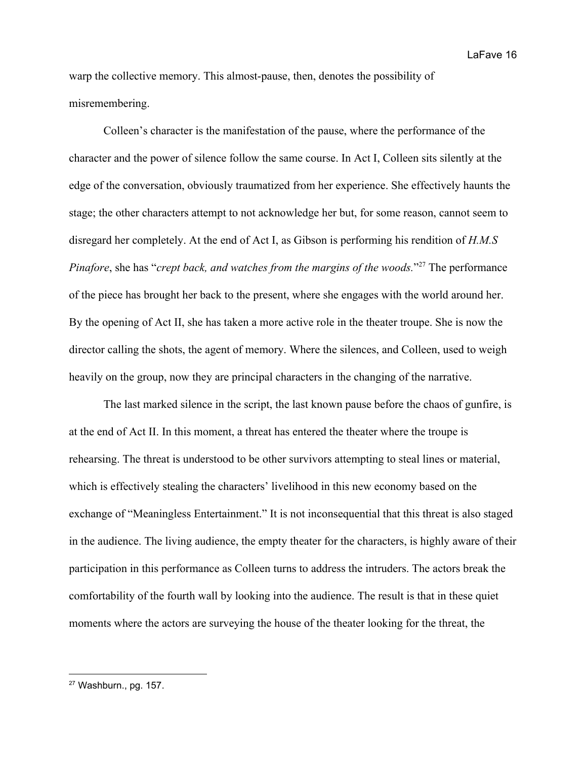warp the collective memory. This almost-pause, then, denotes the possibility of misremembering.

Colleen's character is the manifestation of the pause, where the performance of the character and the power of silence follow the same course. In Act I, Colleen sits silently at the edge of the conversation, obviously traumatized from her experience. She effectively haunts the stage; the other characters attempt to not acknowledge her but, for some reason, cannot seem to disregard her completely. At the end of Act I, as Gibson is performing his rendition of *H.M.S Pinafore*, she has "*crept back, and watches from the margins of the woods.*"[27] The performance of the piece has brought her back to the present, where she engages with the world around her. By the opening of Act II, she has taken a more active role in the theater troupe. She is now the director calling the shots, the agent of memory. Where the silences, and Colleen, used to weigh heavily on the group, now they are principal characters in the changing of the narrative.

The last marked silence in the script, the last known pause before the chaos of gunfire, is at the end of Act II. In this moment, a threat has entered the theater where the troupe is rehearsing. The threat is understood to be other survivors attempting to steal lines or material, which is effectively stealing the characters' livelihood in this new economy based on the exchange of "Meaningless Entertainment." It is not inconsequential that this threat is also staged in the audience. The living audience, the empty theater for the characters, is highly aware of their participation in this performance as Colleen turns to address the intruders. The actors break the comfortability of the fourth wall by looking into the audience. The result is that in these quiet moments where the actors are surveying the house of the theater looking for the threat, the

---

[27] Washburn., pg. 157.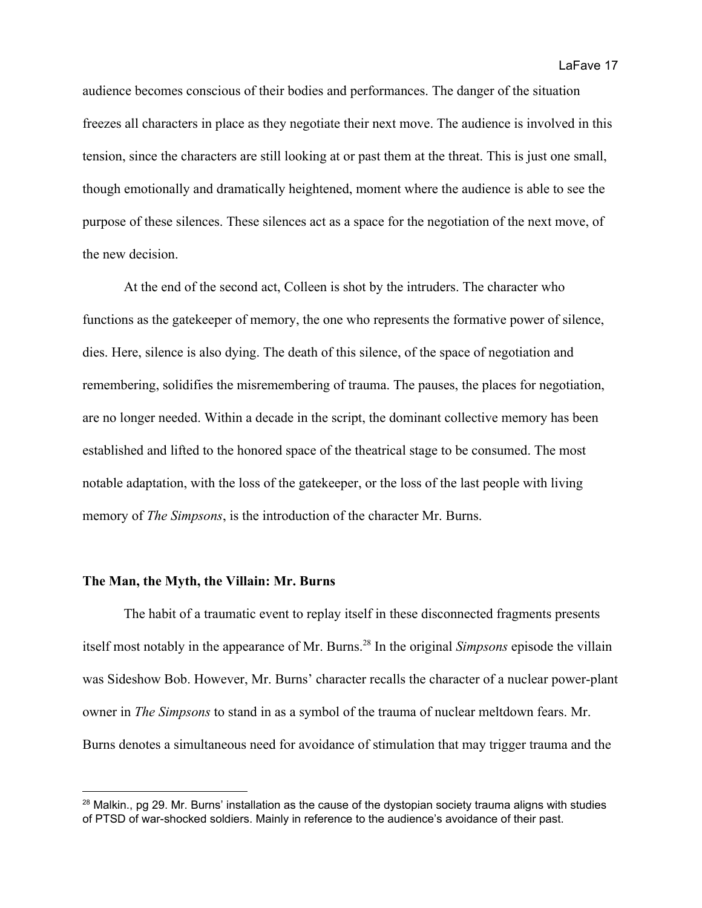audience becomes conscious of their bodies and performances. The danger of the situation freezes all characters in place as they negotiate their next move. The audience is involved in this tension, since the characters are still looking at or past them at the threat. This is just one small, though emotionally and dramatically heightened, moment where the audience is able to see the purpose of these silences. These silences act as a space for the negotiation of the next move, of the new decision.

At the end of the second act, Colleen is shot by the intruders. The character who functions as the gatekeeper of memory, the one who represents the formative power of silence, dies. Here, silence is also dying. The death of this silence, of the space of negotiation and remembering, solidifies the misremembering of trauma. The pauses, the places for negotiation, are no longer needed. Within a decade in the script, the dominant collective memory has been established and lifted to the honored space of the theatrical stage to be consumed. The most notable adaptation, with the loss of the gatekeeper, or the loss of the last people with living memory of *The Simpsons*, is the introduction of the character Mr. Burns.

### The Man, the Myth, the Villain: Mr. Burns

The habit of a traumatic event to replay itself in these disconnected fragments presents itself most notably in the appearance of Mr. Burns.[28] In the original *Simpsons* episode the villain was Sideshow Bob. However, Mr. Burns' character recalls the character of a nuclear power-plant owner in *The Simpsons* to stand in as a symbol of the trauma of nuclear meltdown fears. Mr. Burns denotes a simultaneous need for avoidance of stimulation that may trigger trauma and the

---

[28] Malkin., pg 29. Mr. Burns' installation as the cause of the dystopian society trauma aligns with studies of PTSD of war-shocked soldiers. Mainly in reference to the audience's avoidance of their past.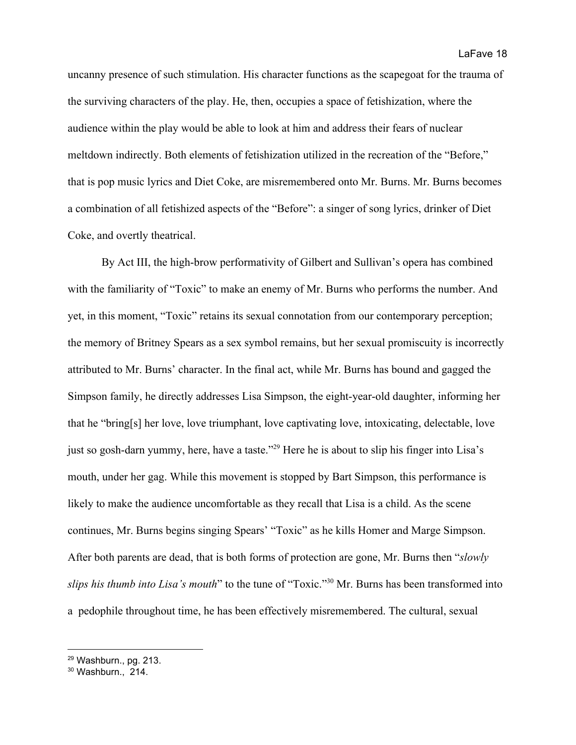uncanny presence of such stimulation. His character functions as the scapegoat for the trauma of the surviving characters of the play. He, then, occupies a space of fetishization, where the audience within the play would be able to look at him and address their fears of nuclear meltdown indirectly. Both elements of fetishization utilized in the recreation of the "Before," that is pop music lyrics and Diet Coke, are misremembered onto Mr. Burns. Mr. Burns becomes a combination of all fetishized aspects of the "Before": a singer of song lyrics, drinker of Diet Coke, and overtly theatrical.

By Act III, the high-brow performativity of Gilbert and Sullivan's opera has combined with the familiarity of "Toxic" to make an enemy of Mr. Burns who performs the number. And yet, in this moment, "Toxic" retains its sexual connotation from our contemporary perception; the memory of Britney Spears as a sex symbol remains, but her sexual promiscuity is incorrectly attributed to Mr. Burns' character. In the final act, while Mr. Burns has bound and gagged the Simpson family, he directly addresses Lisa Simpson, the eight-year-old daughter, informing her that he "bring[s] her love, love triumphant, love captivating love, intoxicating, delectable, love just so gosh-darn yummy, here, have a taste."[29] Here he is about to slip his finger into Lisa's mouth, under her gag. While this movement is stopped by Bart Simpson, this performance is likely to make the audience uncomfortable as they recall that Lisa is a child. As the scene continues, Mr. Burns begins singing Spears' "Toxic" as he kills Homer and Marge Simpson. After both parents are dead, that is both forms of protection are gone, Mr. Burns then "*slowly slips his thumb into Lisa's mouth*" to the tune of "Toxic."[30] Mr. Burns has been transformed into a pedophile throughout time, he has been effectively misremembered. The cultural, sexual

---

[29] Washburn., pg. 213.

[30] Washburn., 214.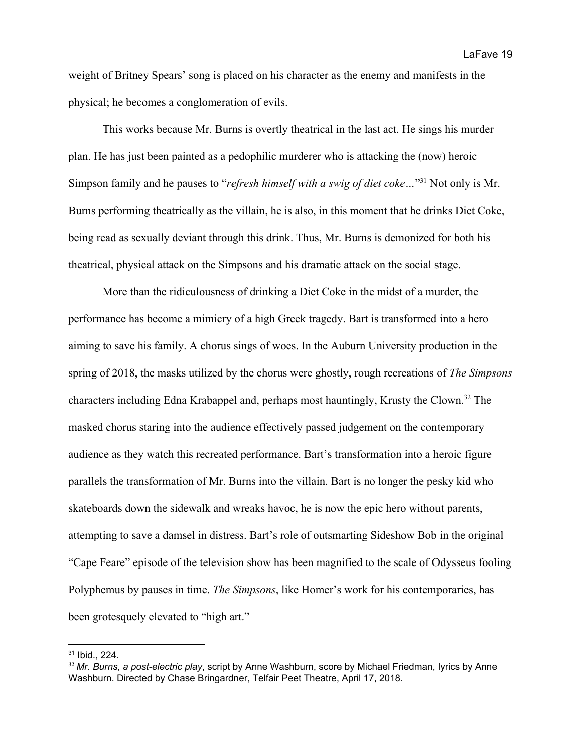weight of Britney Spears' song is placed on his character as the enemy and manifests in the physical; he becomes a conglomeration of evils.

This works because Mr. Burns is overtly theatrical in the last act. He sings his murder plan. He has just been painted as a pedophilic murderer who is attacking the (now) heroic Simpson family and he pauses to "*refresh himself with a swig of diet coke…*"[31] Not only is Mr. Burns performing theatrically as the villain, he is also, in this moment that he drinks Diet Coke, being read as sexually deviant through this drink. Thus, Mr. Burns is demonized for both his theatrical, physical attack on the Simpsons and his dramatic attack on the social stage.

More than the ridiculousness of drinking a Diet Coke in the midst of a murder, the performance has become a mimicry of a high Greek tragedy. Bart is transformed into a hero aiming to save his family. A chorus sings of woes. In the Auburn University production in the spring of 2018, the masks utilized by the chorus were ghostly, rough recreations of *The Simpsons* characters including Edna Krabappel and, perhaps most hauntingly, Krusty the Clown.[32] The masked chorus staring into the audience effectively passed judgement on the contemporary audience as they watch this recreated performance. Bart's transformation into a heroic figure parallels the transformation of Mr. Burns into the villain. Bart is no longer the pesky kid who skateboards down the sidewalk and wreaks havoc, he is now the epic hero without parents, attempting to save a damsel in distress. Bart's role of outsmarting Sideshow Bob in the original "Cape Feare" episode of the television show has been magnified to the scale of Odysseus fooling Polyphemus by pauses in time. *The Simpsons*, like Homer's work for his contemporaries, has been grotesquely elevated to "high art."

---

[31] Ibid., 224.

[32] *Mr. Burns, a post-electric play*, script by Anne Washburn, score by Michael Friedman, lyrics by Anne Washburn. Directed by Chase Bringardner, Telfair Peet Theatre, April 17, 2018.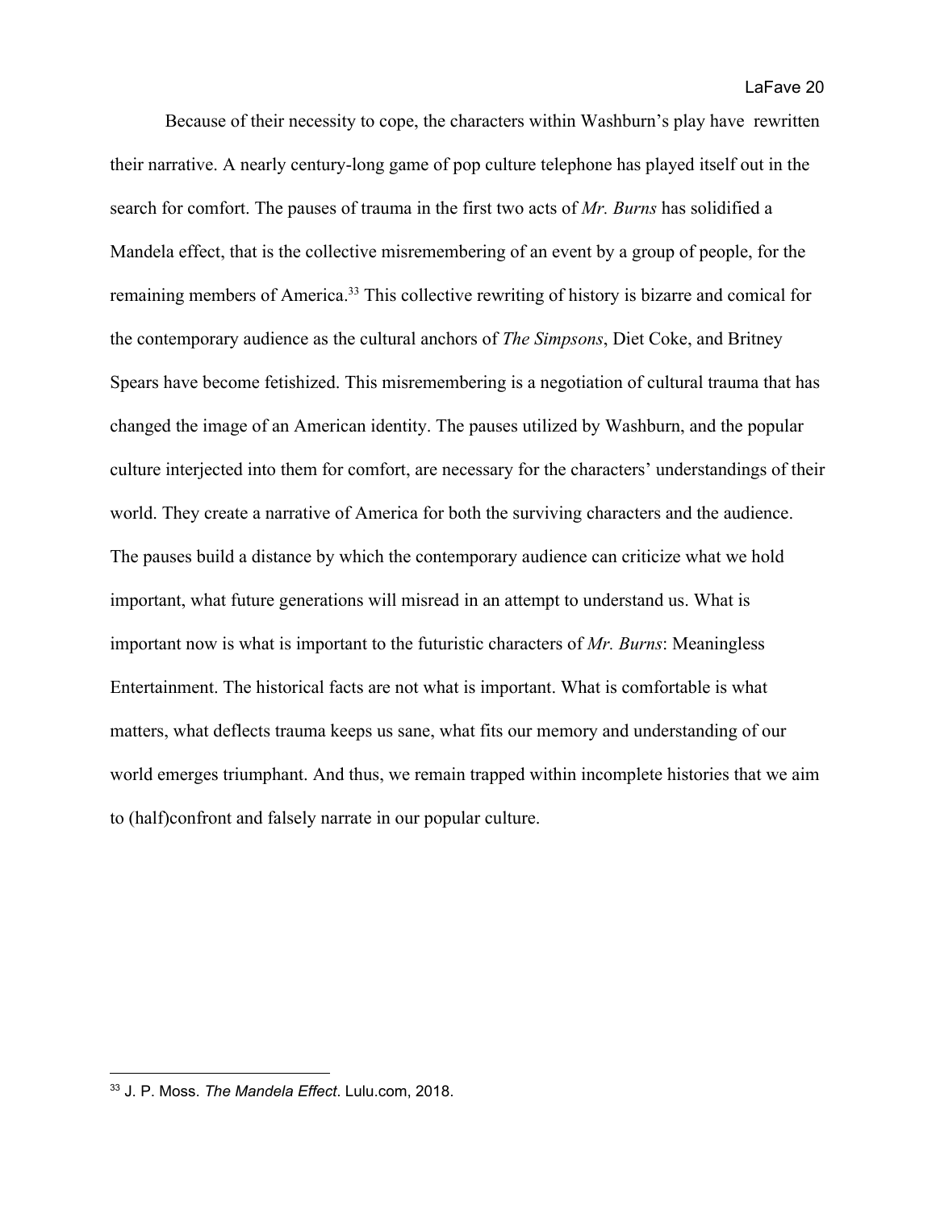Because of their necessity to cope, the characters within Washburn's play have rewritten their narrative. A nearly century-long game of pop culture telephone has played itself out in the search for comfort. The pauses of trauma in the first two acts of *Mr. Burns* has solidified a Mandela effect, that is the collective misremembering of an event by a group of people, for the remaining members of America.[33] This collective rewriting of history is bizarre and comical for the contemporary audience as the cultural anchors of *The Simpsons*, Diet Coke, and Britney Spears have become fetishized. This misremembering is a negotiation of cultural trauma that has changed the image of an American identity. The pauses utilized by Washburn, and the popular culture interjected into them for comfort, are necessary for the characters' understandings of their world. They create a narrative of America for both the surviving characters and the audience. The pauses build a distance by which the contemporary audience can criticize what we hold important, what future generations will misread in an attempt to understand us. What is important now is what is important to the futuristic characters of *Mr. Burns*: Meaningless Entertainment. The historical facts are not what is important. What is comfortable is what matters, what deflects trauma keeps us sane, what fits our memory and understanding of our world emerges triumphant. And thus, we remain trapped within incomplete histories that we aim to (half)confront and falsely narrate in our popular culture.

---

[33] J. P. Moss. *The Mandela Effect*. Lulu.com, 2018.